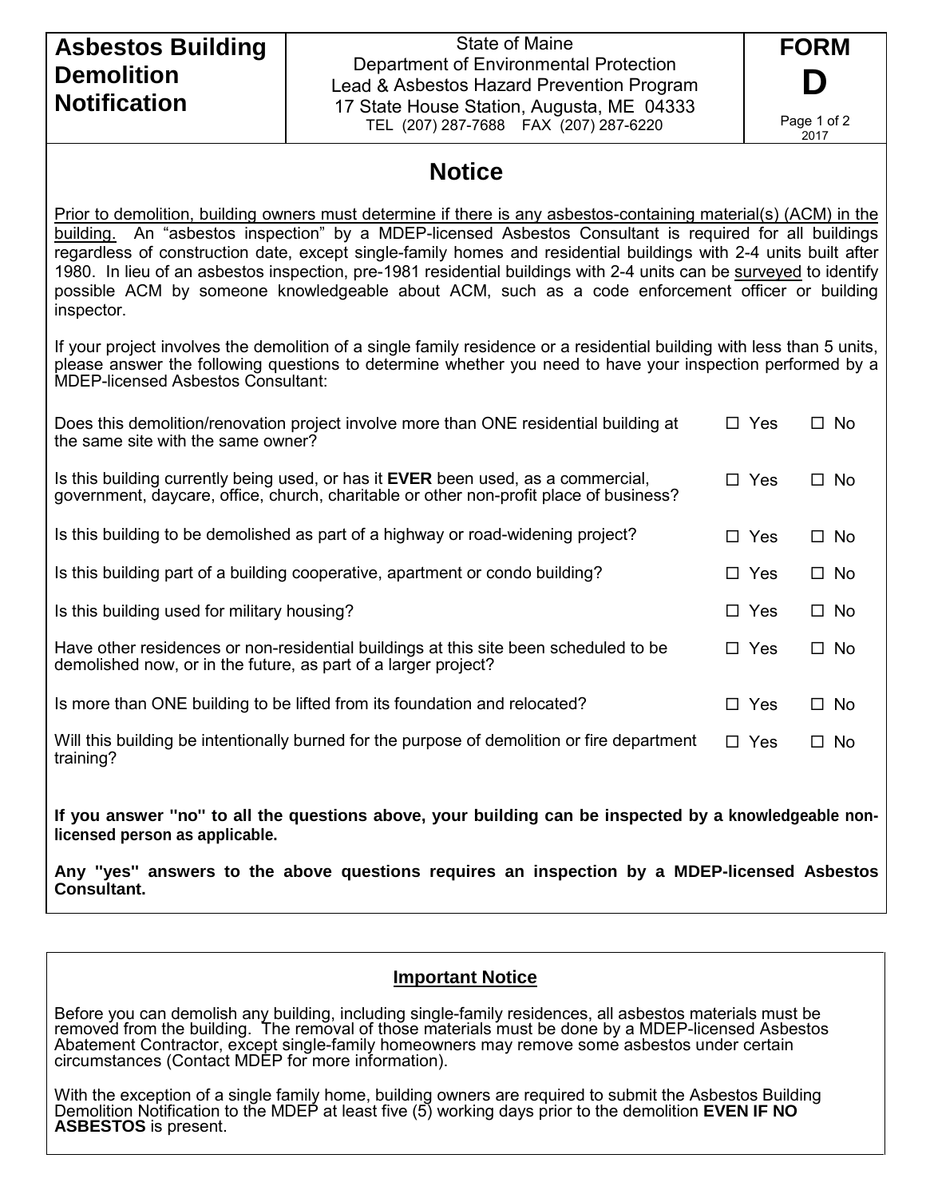| Asbestos Building Demolition Notification | State of Maine<br>Department of Environmental Protection<br>Lead & Asbestos Hazard Prevention Program<br>17 State House Station, Augusta, ME 04333<br>TEL (207) 287-7688 FAX (207) 287-6220 | FORM D<br>2017 |
|---|---|---|

## Notice

Prior to demolition, building owners must determine if there is any asbestos-containing material(s) (ACM) in the building. An "asbestos inspection" by a MDEP-licensed Asbestos Consultant is required for all buildings regardless of construction date, except single-family homes and residential buildings with 2-4 units built after 1980. In lieu of an asbestos inspection, pre-1981 residential buildings with 2-4 units can be surveyed to identify possible ACM by someone knowledgeable about ACM, such as a code enforcement officer or building inspector.

If your project involves the demolition of a single family residence or a residential building with less than 5 units, please answer the following questions to determine whether you need to have your inspection performed by a MDEP-licensed Asbestos Consultant:

| Question | Yes | No |
|---|---|---|
| Does this demolition/renovation project involve more than ONE residential building at the same site with the same owner? | ☐ Yes | ☐ No |
| Is this building currently being used, or has it **EVER** been used, as a commercial, government, daycare, office, church, charitable or other non-profit place of business? | ☐ Yes | ☐ No |
| Is this building to be demolished as part of a highway or road-widening project? | ☐ Yes | ☐ No |
| Is this building part of a building cooperative, apartment or condo building? | ☐ Yes | ☐ No |
| Is this building used for military housing? | ☐ Yes | ☐ No |
| Have other residences or non-residential buildings at this site been scheduled to be demolished now, or in the future, as part of a larger project? | ☐ Yes | ☐ No |
| Is more than ONE building to be lifted from its foundation and relocated? | ☐ Yes | ☐ No |
| Will this building be intentionally burned for the purpose of demolition or fire department training? | ☐ Yes | ☐ No |

**If you answer "no" to all the questions above, your building can be inspected by a knowledgeable non-licensed person as applicable.**

**Any "yes" answers to the above questions requires an inspection by a MDEP-licensed Asbestos Consultant.**

## Important Notice

Before you can demolish any building, including single-family residences, all asbestos materials must be removed from the building. The removal of those materials must be done by a MDEP-licensed Asbestos Abatement Contractor, except single-family homeowners may remove some asbestos under certain circumstances (Contact MDEP for more information).

With the exception of a single family home, building owners are required to submit the Asbestos Building Demolition Notification to the MDEP at least five (5) working days prior to the demolition **EVEN IF NO ASBESTOS** is present.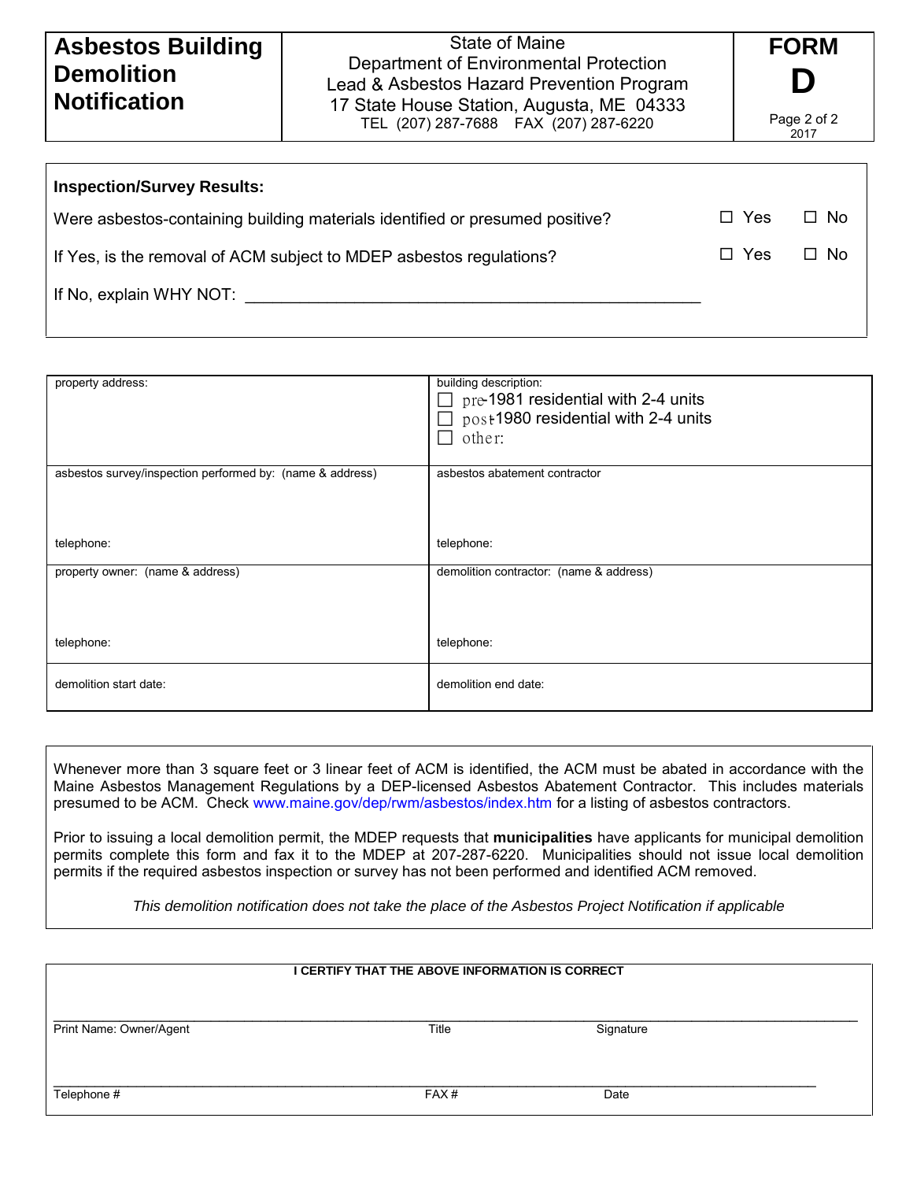| Asbestos Building Demolition Notification | State of Maine<br>Department of Environmental Protection<br>Lead & Asbestos Hazard Prevention Program<br>17 State House Station, Augusta, ME 04333<br>TEL (207) 287-7688 FAX (207) 287-6220 | **FORM D**<br>2017 |
|---|---|---|

**Inspection/Survey Results:**

Were asbestos-containing building materials identified or presumed positive? ☐ Yes ☐ No

If Yes, is the removal of ACM subject to MDEP asbestos regulations? ☐ Yes ☐ No

If No, explain WHY NOT: ________________________________________________

| | |
|---|---|
| property address: | building description:<br>☐ pre-1981 residential with 2-4 units<br>☐ post-1980 residential with 2-4 units<br>☐ other: |
| asbestos survey/inspection performed by: (name & address)<br><br>telephone: | asbestos abatement contractor<br><br>telephone: |
| property owner: (name & address)<br><br>telephone: | demolition contractor: (name & address)<br><br>telephone: |
| demolition start date: | demolition end date: |

Whenever more than 3 square feet or 3 linear feet of ACM is identified, the ACM must be abated in accordance with the Maine Asbestos Management Regulations by a DEP-licensed Asbestos Abatement Contractor. This includes materials presumed to be ACM. Check www.maine.gov/dep/rwm/asbestos/index.htm for a listing of asbestos contractors.

Prior to issuing a local demolition permit, the MDEP requests that **municipalities** have applicants for municipal demolition permits complete this form and fax it to the MDEP at 207-287-6220. Municipalities should not issue local demolition permits if the required asbestos inspection or survey has not been performed and identified ACM removed.

*This demolition notification does not take the place of the Asbestos Project Notification if applicable*

**I CERTIFY THAT THE ABOVE INFORMATION IS CORRECT**

______________________________________________________________________________

Print Name: Owner/Agent　　　　Title　　　　Signature

______________________________________________________________________________

Telephone #　　　　FAX #　　　　Date